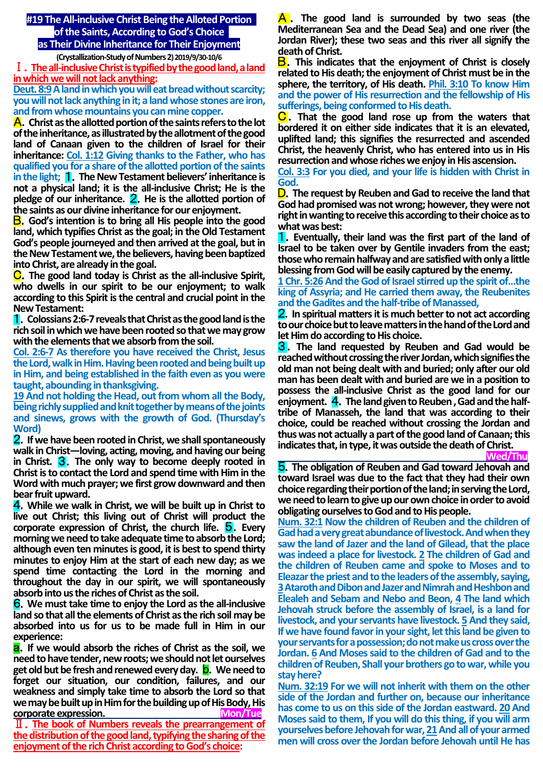# #19 The All-inclusive Christ Being the Alloted Portion of the Saints, According to God's Choice as Their Divine Inheritance for Their Enjoyment

**(Crystallization-Study of Numbers 2) 2019/9/30-10/6**

**Ⅰ. The all-inclusive Christ is typified by the good land, a land in which we will not lack anything:**

**Deut. 8:9 A land in which you will eat bread without scarcity; you will not lack anything in it; a land whose stones are iron, and from whose mountains you can mine copper.**

**A. Christ as the allotted portion of the saints refers to the lot of the inheritance, as illustrated by the allotment of the good land of Canaan given to the children of Israel for their inheritance: Col. 1:12 Giving thanks to the Father, who has qualified you for a share of the allotted portion of the saints in the light; 1. The New Testament believers' inheritance is not a physical land; it is the all-inclusive Christ; He is the pledge of our inheritance. 2. He is the allotted portion of the saints as our divine inheritance for our enjoyment.**

**B. God's intention is to bring all His people into the good land, which typifies Christ as the goal; in the Old Testament God's people journeyed and then arrived at the goal, but in the New Testament we, the believers, having been baptized into Christ, are already in the goal.**

**C. The good land today is Christ as the all-inclusive Spirit, who dwells in our spirit to be our enjoyment; to walk according to this Spirit is the central and crucial point in the New Testament:**

**1. Colossians 2:6-7 reveals that Christ as the good land is the rich soil in which we have been rooted so that we may grow with the elements that we absorb from the soil.**

**Col. 2:6-7 As therefore you have received the Christ, Jesus the Lord, walk in Him. Having been rooted and being built up in Him, and being established in the faith even as you were taught, abounding in thanksgiving.**

**19 And not holding the Head, out from whom all the Body, being richly supplied and knit together by means of the joints and sinews, grows with the growth of God. (Thursday's Word)**

**2. If we have been rooted in Christ, we shall spontaneously walk in Christ—loving, acting, moving, and having our being in Christ. 3. The only way to become deeply rooted in Christ is to contact the Lord and spend time with Him in the Word with much prayer; we first grow downward and then bear fruit upward.**

**4. While we walk in Christ, we will be built up in Christ to live out Christ; this living out of Christ will product the corporate expression of Christ, the church life. 5. Every morning we need to take adequate time to absorb the Lord; although even ten minutes is good, it is best to spend thirty minutes to enjoy Him at the start of each new day; as we spend time contacting the Lord in the morning and throughout the day in our spirit, we will spontaneously absorb into us the riches of Christ as the soil.**

**6. We must take time to enjoy the Lord as the all-inclusive land so that all the elements of Christ as the rich soil may be absorbed into us for us to be made full in Him in our experience:**

**a. If we would absorb the riches of Christ as the soil, we need to have tender, new roots; we should not let ourselves get old but be fresh and renewed every day. b. We need to forget our situation, our condition, failures, and our weakness and simply take time to absorb the Lord so that we may be built up in Him for the building up of His Body, His corporate expression.**

**Mon/Tue**

**Ⅱ. The book of Numbers reveals the prearrangement of the distribution of the good land, typifying the sharing of the enjoyment of the rich Christ according to God's choice:**

**A. The good land is surrounded by two seas (the Mediterranean Sea and the Dead Sea) and one river (the Jordan River); these two seas and this river all signify the death of Christ.**

**B. This indicates that the enjoyment of Christ is closely related to His death; the enjoyment of Christ must be in the sphere, the territory, of His death. Phil. 3:10 To know Him and the power of His resurrection and the fellowship of His sufferings, being conformed to His death.**

**C. That the good land rose up from the waters that bordered it on either side indicates that it is an elevated, uplifted land; this signifies the resurrected and ascended Christ, the heavenly Christ, who has entered into us in His resurrection and whose riches we enjoy in His ascension.**

**Col. 3:3 For you died, and your life is hidden with Christ in God.**

**D. The request by Reuben and Gad to receive the land that God had promised was not wrong; however, they were not right in wanting to receive this according to their choice as to what was best:**

**1. Eventually, their land was the first part of the land of Israel to be taken over by Gentile invaders from the east; those who remain halfway and are satisfied with only a little blessing from God will be easily captured by the enemy.**

**1 Chr. 5:26 And the God of Israel stirred up the spirit of...the king of Assyria; and He carried them away, the Reubenites and the Gadites and the half-tribe of Manassed,**

**2. In spiritual matters it is much better to not act according to our choice but to leave matters in the hand of the Lord and let Him do according to His choice.**

**3. The land requested by Reuben and Gad would be reached without crossing the river Jordan, which signifies the old man not being dealt with and buried; only after our old man has been dealt with and buried are we in a position to possess the all-inclusive Christ as the good land for our enjoyment. 4. The land given to Reuben, Gad and the half-tribe of Manasseh, the land that was according to their choice, could be reached without crossing the Jordan and thus was not actually a part of the good land of Canaan; this indicates that, in type, it was outside the death of Christ.**

**Wed/Thu**

**5. The obligation of Reuben and Gad toward Jehovah and toward Israel was due to the fact that they had their own choice regarding their portion of the land; in serving the Lord, we need to learn to give up our own choice in order to avoid obligating ourselves to God and to His people.**

**Num. 32:1 Now the children of Reuben and the children of Gad had a very great abundance of livestock. And when they saw the land of Jazer and the land of Gilead, that the place was indeed a place for livestock. 2 The children of Gad and the children of Reuben came and spoke to Moses and to Eleazar the priest and to the leaders of the assembly, saying, 3 Ataroth and Dibon and Jazer and Nimrah and Heshbon and Elealeh and Sebam and Nebo and Beon, 4 The land which Jehovah struck before the assembly of Israel, is a land for livestock, and your servants have livestock. 5 And they said, If we have found favor in your sight, let this land be given to your servants for a possession; do not make us cross over the Jordan. 6 And Moses said to the children of Gad and to the children of Reuben, Shall your brothers go to war, while you stay here?**

**Num. 32:19 For we will not inherit with them on the other side of the Jordan and further on, because our inheritance has come to us on this side of the Jordan eastward. 20 And Moses said to them, If you will do this thing, if you will arm yourselves before Jehovah for war, 21 And all of your armed men will cross over the Jordan before Jehovah until He has**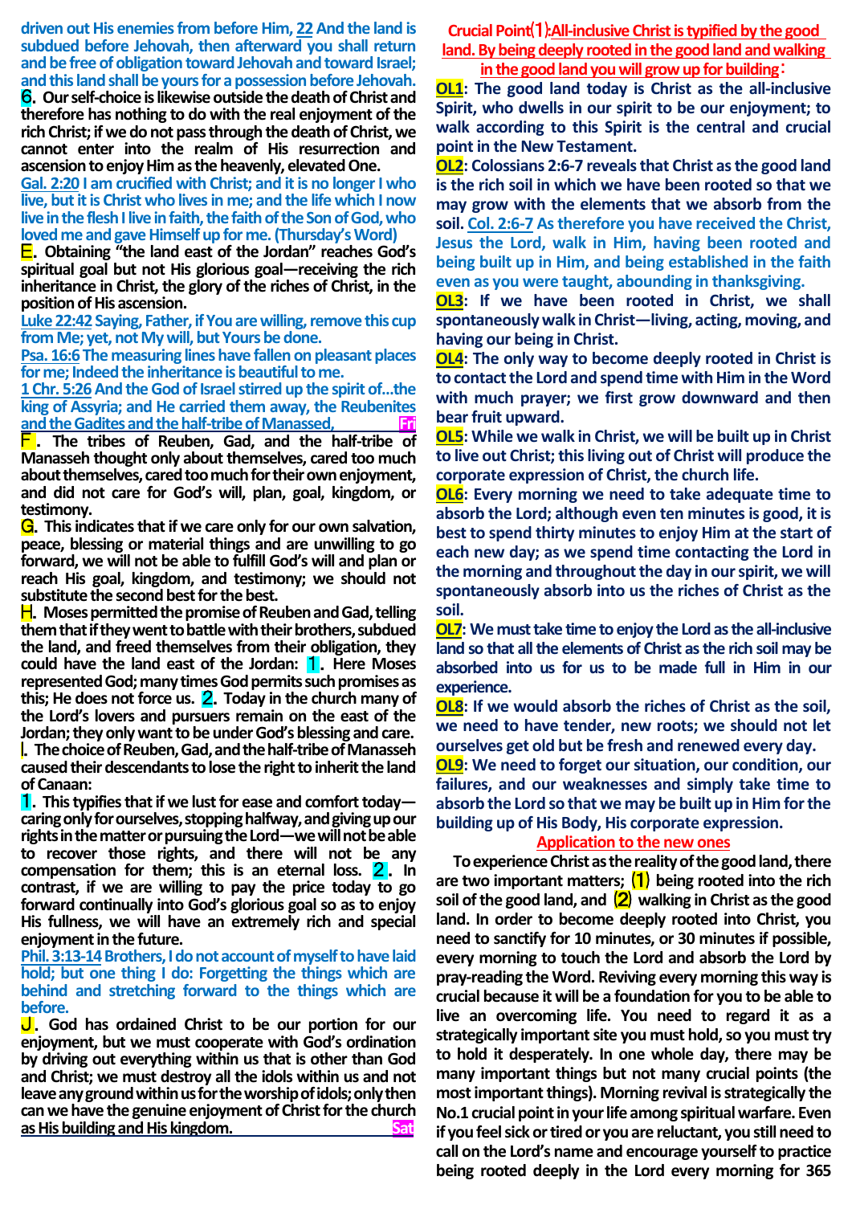driven out His enemies from before Him, 22 And the land is subdued before Jehovah, then afterward you shall return and be free of obligation toward Jehovah and toward Israel; and this land shall be yours for a possession before Jehovah.

**6. Our self-choice is likewise outside the death of Christ and therefore has nothing to do with the real enjoyment of the rich Christ; if we do not pass through the death of Christ, we cannot enter into the realm of His resurrection and ascension to enjoy Him as the heavenly, elevated One.**

Gal. 2:20 I am crucified with Christ; and it is no longer I who live, but it is Christ who lives in me; and the life which I now live in the flesh I live in faith, the faith of the Son of God, who loved me and gave Himself up for me. (Thursday's Word)

**E. Obtaining "the land east of the Jordan" reaches God's spiritual goal but not His glorious goal—receiving the rich inheritance in Christ, the glory of the riches of Christ, in the position of His ascension.**

Luke 22:42 Saying, Father, if You are willing, remove this cup from Me; yet, not My will, but Yours be done.

Psa. 16:6 The measuring lines have fallen on pleasant places for me; Indeed the inheritance is beautiful to me.

1 Chr. 5:26 And the God of Israel stirred up the spirit of…the king of Assyria; and He carried them away, the Reubenites and the Gadites and the half-tribe of Manassed, Fri

**F. The tribes of Reuben, Gad, and the half-tribe of Manasseh thought only about themselves, cared too much about themselves, cared too much for their own enjoyment, and did not care for God's will, plan, goal, kingdom, or testimony.**

**G. This indicates that if we care only for our own salvation, peace, blessing or material things and are unwilling to go forward, we will not be able to fulfill God's will and plan or reach His goal, kingdom, and testimony; we should not substitute the second best for the best.**

**H. Moses permitted the promise of Reuben and Gad, telling them that if they went to battle with their brothers, subdued the land, and freed themselves from their obligation, they could have the land east of the Jordan: 1. Here Moses represented God; many times God permits such promises as this; He does not force us. 2. Today in the church many of the Lord's lovers and pursuers remain on the east of the Jordan; they only want to be under God's blessing and care.**

**I. The choice of Reuben, Gad, and the half-tribe of Manasseh caused their descendants to lose the right to inherit the land of Canaan:**

**1. This typifies that if we lust for ease and comfort today—caring only for ourselves, stopping halfway, and giving up our rights in the matter or pursuing the Lord—we will not be able to recover those rights, and there will not be any compensation for them; this is an eternal loss. 2. In contrast, if we are willing to pay the price today to go forward continually into God's glorious goal so as to enjoy His fullness, we will have an extremely rich and special enjoyment in the future.**

Phil. 3:13-14 Brothers, I do not account of myself to have laid hold; but one thing I do: Forgetting the things which are behind and stretching forward to the things which are before.

**J. God has ordained Christ to be our portion for our enjoyment, but we must cooperate with God's ordination by driving out everything within us that is other than God and Christ; we must destroy all the idols within us and not leave any ground within us for the worship of idols; only then can we have the genuine enjoyment of Christ for the church as His building and His kingdom.** Sat

## Crucial Point⑴:All-inclusive Christ is typified by the good land. By being deeply rooted in the good land and walking in the good land you will grow up for building:

**OL1: The good land today is Christ as the all-inclusive Spirit, who dwells in our spirit to be our enjoyment; to walk according to this Spirit is the central and crucial point in the New Testament.**

**OL2: Colossians 2:6-7 reveals that Christ as the good land is the rich soil in which we have been rooted so that we may grow with the elements that we absorb from the soil.** Col. 2:6-7 As therefore you have received the Christ, Jesus the Lord, walk in Him, having been rooted and being built up in Him, and being established in the faith even as you were taught, abounding in thanksgiving.

**OL3: If we have been rooted in Christ, we shall spontaneously walk in Christ—living, acting, moving, and having our being in Christ.**

**OL4: The only way to become deeply rooted in Christ is to contact the Lord and spend time with Him in the Word with much prayer; we first grow downward and then bear fruit upward.**

**OL5: While we walk in Christ, we will be built up in Christ to live out Christ; this living out of Christ will produce the corporate expression of Christ, the church life.**

**OL6: Every morning we need to take adequate time to absorb the Lord; although even ten minutes is good, it is best to spend thirty minutes to enjoy Him at the start of each new day; as we spend time contacting the Lord in the morning and throughout the day in our spirit, we will spontaneously absorb into us the riches of Christ as the soil.**

**OL7: We must take time to enjoy the Lord as the all-inclusive land so that all the elements of Christ as the rich soil may be absorbed into us for us to be made full in Him in our experience.**

**OL8: If we would absorb the riches of Christ as the soil, we need to have tender, new roots; we should not let ourselves get old but be fresh and renewed every day.**

**OL9: We need to forget our situation, our condition, our failures, and our weaknesses and simply take time to absorb the Lord so that we may be built up in Him for the building up of His Body, His corporate expression.**

### Application to the new ones

To experience Christ as the reality of the good land, there are two important matters; ⑴ being rooted into the rich soil of the good land, and ⑵ walking in Christ as the good land. In order to become deeply rooted into Christ, you need to sanctify for 10 minutes, or 30 minutes if possible, every morning to touch the Lord and absorb the Lord by pray-reading the Word. Reviving every morning this way is crucial because it will be a foundation for you to be able to live an overcoming life. You need to regard it as a strategically important site you must hold, so you must try to hold it desperately. In one whole day, there may be many important things but not many crucial points (the most important things). Morning revival is strategically the No.1 crucial point in your life among spiritual warfare. Even if you feel sick or tired or you are reluctant, you still need to call on the Lord's name and encourage yourself to practice being rooted deeply in the Lord every morning for 365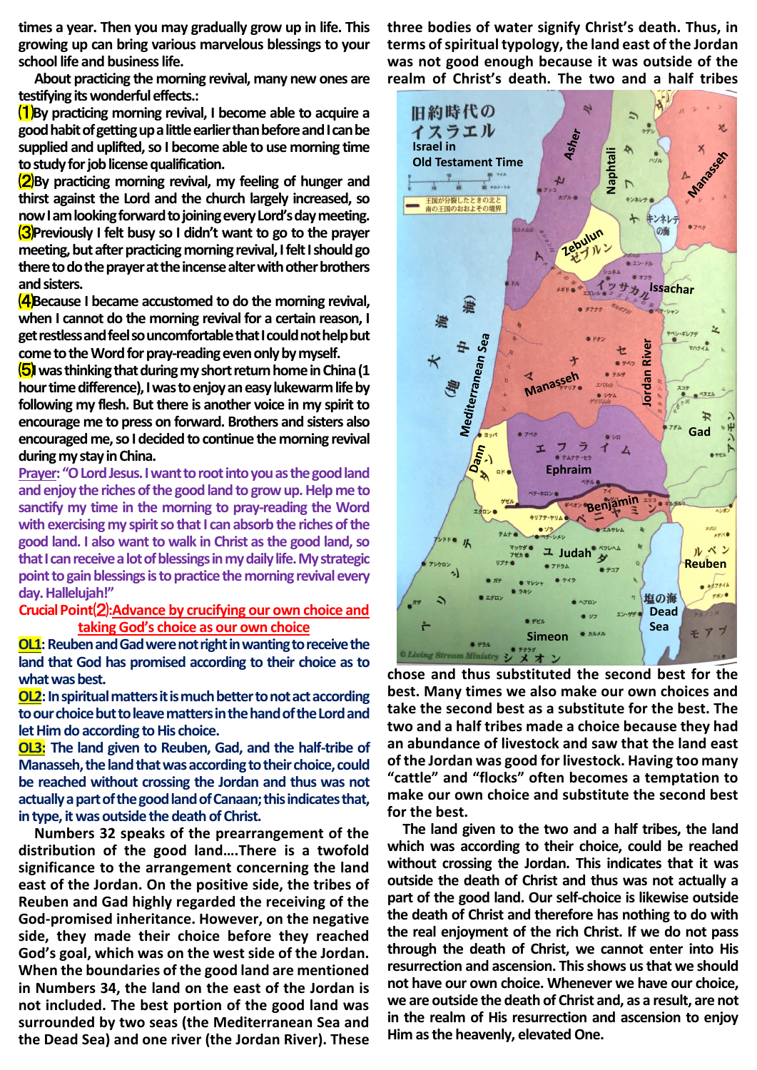times a year. Then you may gradually grow up in life. This growing up can bring various marvelous blessings to your school life and business life.

About practicing the morning revival, many new ones are testifying its wonderful effects.:

(1)By practicing morning revival, I become able to acquire a good habit of getting up a little earlier than before and I can be supplied and uplifted, so I become able to use morning time to study for job license qualification.

(2)By practicing morning revival, my feeling of hunger and thirst against the Lord and the church largely increased, so now I am looking forward to joining every Lord's day meeting.

(3)Previously I felt busy so I didn't want to go to the prayer meeting, but after practicing morning revival, I felt I should go there to do the prayer at the incense alter with other brothers and sisters.

(4)Because I became accustomed to do the morning revival, when I cannot do the morning revival for a certain reason, I get restless and feel so uncomfortable that I could not help but come to the Word for pray-reading even only by myself.

(5)I was thinking that during my short return home in China (1 hour time difference), I was to enjoy an easy lukewarm life by following my flesh. But there is another voice in my spirit to encourage me to press on forward. Brothers and sisters also encouraged me, so I decided to continue the morning revival during my stay in China.

Prayer: "O Lord Jesus. I want to root into you as the good land and enjoy the riches of the good land to grow up. Help me to sanctify my time in the morning to pray-reading the Word with exercising my spirit so that I can absorb the riches of the good land. I also want to walk in Christ as the good land, so that I can receive a lot of blessings in my daily life. My strategic point to gain blessings is to practice the morning revival every day. Hallelujah!"

**Crucial Point(2):Advance by crucifying our own choice and taking God's choice as our own choice**

**OL1**: Reuben and Gad were not right in wanting to receive the land that God has promised according to their choice as to what was best.

**OL2**: In spiritual matters it is much better to not act according to our choice but to leave matters in the hand of the Lord and let Him do according to His choice.

**OL3:** The land given to Reuben, Gad, and the half-tribe of Manasseh, the land that was according to their choice, could be reached without crossing the Jordan and thus was not actually a part of the good land of Canaan; this indicates that, in type, it was outside the death of Christ.

Numbers 32 speaks of the prearrangement of the distribution of the good land....There is a twofold significance to the arrangement concerning the land east of the Jordan. On the positive side, the tribes of Reuben and Gad highly regarded the receiving of the God-promised inheritance. However, on the negative side, they made their choice before they reached God's goal, which was on the west side of the Jordan. When the boundaries of the good land are mentioned in Numbers 34, the land on the east of the Jordan is not included. The best portion of the good land was surrounded by two seas (the Mediterranean Sea and the Dead Sea) and one river (the Jordan River). These three bodies of water signify Christ's death. Thus, in terms of spiritual typology, the land east of the Jordan was not good enough because it was outside of the realm of Christ's death. The two and a half tribes

旧約時代のイスラエル
Israel in Old Testament Time
王国が分裂したときの北と南の王国のおおよその境界
Asher
Naphtali
Manasseh
キンネレテの海
Zebulun ゼブルン
Issachar イッサカル
大海（地中海）
Mediterranean Sea
Manasseh マナセ
Jordan River
Gad ガド
Dann ダン
Ephraim エフライム
Benjamin ベニヤミン
Judah ユダ
ルベン Reuben
塩の海 Dead Sea
モアブ
Simeon シメオン
© Living Stream Ministry

chose and thus substituted the second best for the best. Many times we also make our own choices and take the second best as a substitute for the best. The two and a half tribes made a choice because they had an abundance of livestock and saw that the land east of the Jordan was good for livestock. Having too many "cattle" and "flocks" often becomes a temptation to make our own choice and substitute the second best for the best.

The land given to the two and a half tribes, the land which was according to their choice, could be reached without crossing the Jordan. This indicates that it was outside the death of Christ and thus was not actually a part of the good land. Our self-choice is likewise outside the death of Christ and therefore has nothing to do with the real enjoyment of the rich Christ. If we do not pass through the death of Christ, we cannot enter into His resurrection and ascension. This shows us that we should not have our own choice. Whenever we have our choice, we are outside the death of Christ and, as a result, are not in the realm of His resurrection and ascension to enjoy Him as the heavenly, elevated One.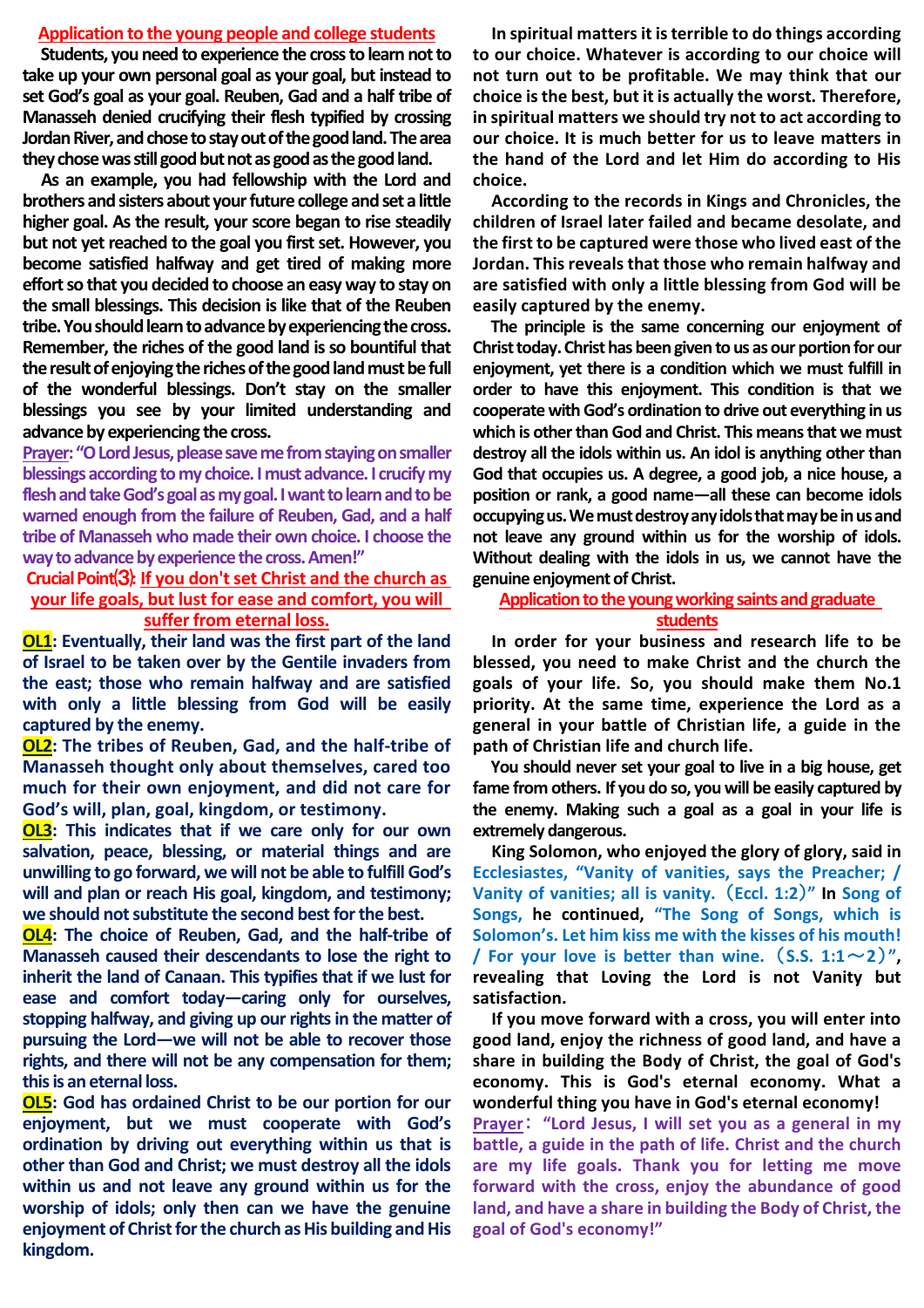### Application to the young people and college students

Students, you need to experience the cross to learn not to take up your own personal goal as your goal, but instead to set God's goal as your goal. Reuben, Gad and a half tribe of Manasseh denied crucifying their flesh typified by crossing Jordan River, and chose to stay out of the good land. The area they chose was still good but not as good as the good land.

As an example, you had fellowship with the Lord and brothers and sisters about your future college and set a little higher goal. As the result, your score began to rise steadily but not yet reached to the goal you first set. However, you become satisfied halfway and get tired of making more effort so that you decided to choose an easy way to stay on the small blessings. This decision is like that of the Reuben tribe. You should learn to advance by experiencing the cross. Remember, the riches of the good land is so bountiful that the result of enjoying the riches of the good land must be full of the wonderful blessings. Don't stay on the smaller blessings you see by your limited understanding and advance by experiencing the cross.

**Prayer: "O Lord Jesus, please save me from staying on smaller blessings according to my choice. I must advance. I crucify my flesh and take God's goal as my goal. I want to learn and to be warned enough from the failure of Reuben, Gad, and a half tribe of Manasseh who made their own choice. I choose the way to advance by experience the cross. Amen!"**

### Crucial Point⑶: If you don't set Christ and the church as your life goals, but lust for ease and comfort, you will suffer from eternal loss.

**OL1: Eventually, their land was the first part of the land of Israel to be taken over by the Gentile invaders from the east; those who remain halfway and are satisfied with only a little blessing from God will be easily captured by the enemy.**

**OL2: The tribes of Reuben, Gad, and the half-tribe of Manasseh thought only about themselves, cared too much for their own enjoyment, and did not care for God's will, plan, goal, kingdom, or testimony.**

**OL3: This indicates that if we care only for our own salvation, peace, blessing, or material things and are unwilling to go forward, we will not be able to fulfill God's will and plan or reach His goal, kingdom, and testimony; we should not substitute the second best for the best.**

**OL4: The choice of Reuben, Gad, and the half-tribe of Manasseh caused their descendants to lose the right to inherit the land of Canaan. This typifies that if we lust for ease and comfort today—caring only for ourselves, stopping halfway, and giving up our rights in the matter of pursuing the Lord—we will not be able to recover those rights, and there will not be any compensation for them; this is an eternal loss.**

**OL5: God has ordained Christ to be our portion for our enjoyment, but we must cooperate with God's ordination by driving out everything within us that is other than God and Christ; we must destroy all the idols within us and not leave any ground within us for the worship of idols; only then can we have the genuine enjoyment of Christ for the church as His building and His kingdom.**

In spiritual matters it is terrible to do things according to our choice. Whatever is according to our choice will not turn out to be profitable. We may think that our choice is the best, but it is actually the worst. Therefore, in spiritual matters we should try not to act according to our choice. It is much better for us to leave matters in the hand of the Lord and let Him do according to His choice.

According to the records in Kings and Chronicles, the children of Israel later failed and became desolate, and the first to be captured were those who lived east of the Jordan. This reveals that those who remain halfway and are satisfied with only a little blessing from God will be easily captured by the enemy.

The principle is the same concerning our enjoyment of Christ today. Christ has been given to us as our portion for our enjoyment, yet there is a condition which we must fulfill in order to have this enjoyment. This condition is that we cooperate with God's ordination to drive out everything in us which is other than God and Christ. This means that we must destroy all the idols within us. An idol is anything other than God that occupies us. A degree, a good job, a nice house, a position or rank, a good name—all these can become idols occupying us. We must destroy any idols that may be in us and not leave any ground within us for the worship of idols. Without dealing with the idols in us, we cannot have the genuine enjoyment of Christ.

### Application to the young working saints and graduate students

In order for your business and research life to be blessed, you need to make Christ and the church the goals of your life. So, you should make them No.1 priority. At the same time, experience the Lord as a general in your battle of Christian life, a guide in the path of Christian life and church life.

You should never set your goal to live in a big house, get fame from others. If you do so, you will be easily captured by the enemy. Making such a goal as a goal in your life is extremely dangerous.

King Solomon, who enjoyed the glory of glory, said in Ecclesiastes, **"Vanity of vanities, says the Preacher; / Vanity of vanities; all is vanity.（Eccl. 1:2）"** In Song of Songs, he continued, **"The Song of Songs, which is Solomon's. Let him kiss me with the kisses of his mouth! / For your love is better than wine.（S.S. 1:1～2）"**, revealing that Loving the Lord is not Vanity but satisfaction.

If you move forward with a cross, you will enter into good land, enjoy the richness of good land, and have a share in building the Body of Christ, the goal of God's economy. This is God's eternal economy. What a wonderful thing you have in God's eternal economy!

**Prayer：“Lord Jesus, I will set you as a general in my battle, a guide in the path of life. Christ and the church are my life goals. Thank you for letting me move forward with the cross, enjoy the abundance of good land, and have a share in building the Body of Christ, the goal of God's economy!”**